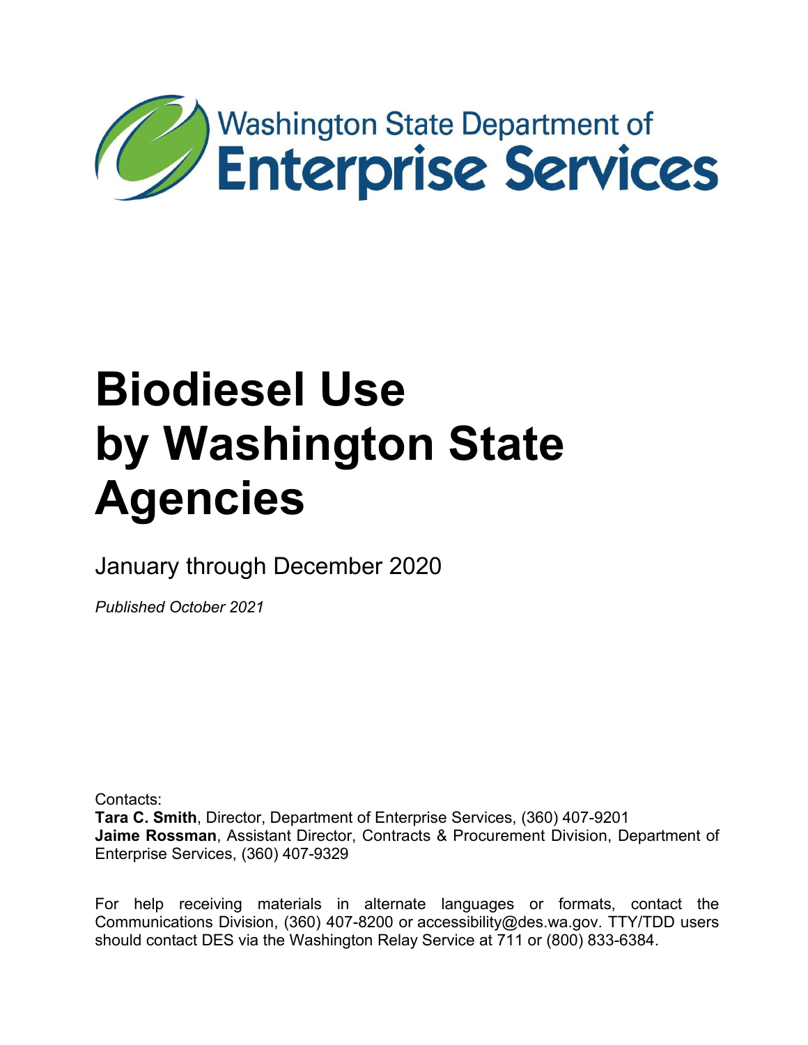Washington State Department of
Enterprise Services

# Biodiesel Use by Washington State Agencies

January through December 2020

*Published October 2021*

Contacts:
**Tara C. Smith**, Director, Department of Enterprise Services, (360) 407-9201
**Jaime Rossman**, Assistant Director, Contracts & Procurement Division, Department of Enterprise Services, (360) 407-9329

For help receiving materials in alternate languages or formats, contact the Communications Division, (360) 407-8200 or accessibility@des.wa.gov. TTY/TDD users should contact DES via the Washington Relay Service at 711 or (800) 833-6384.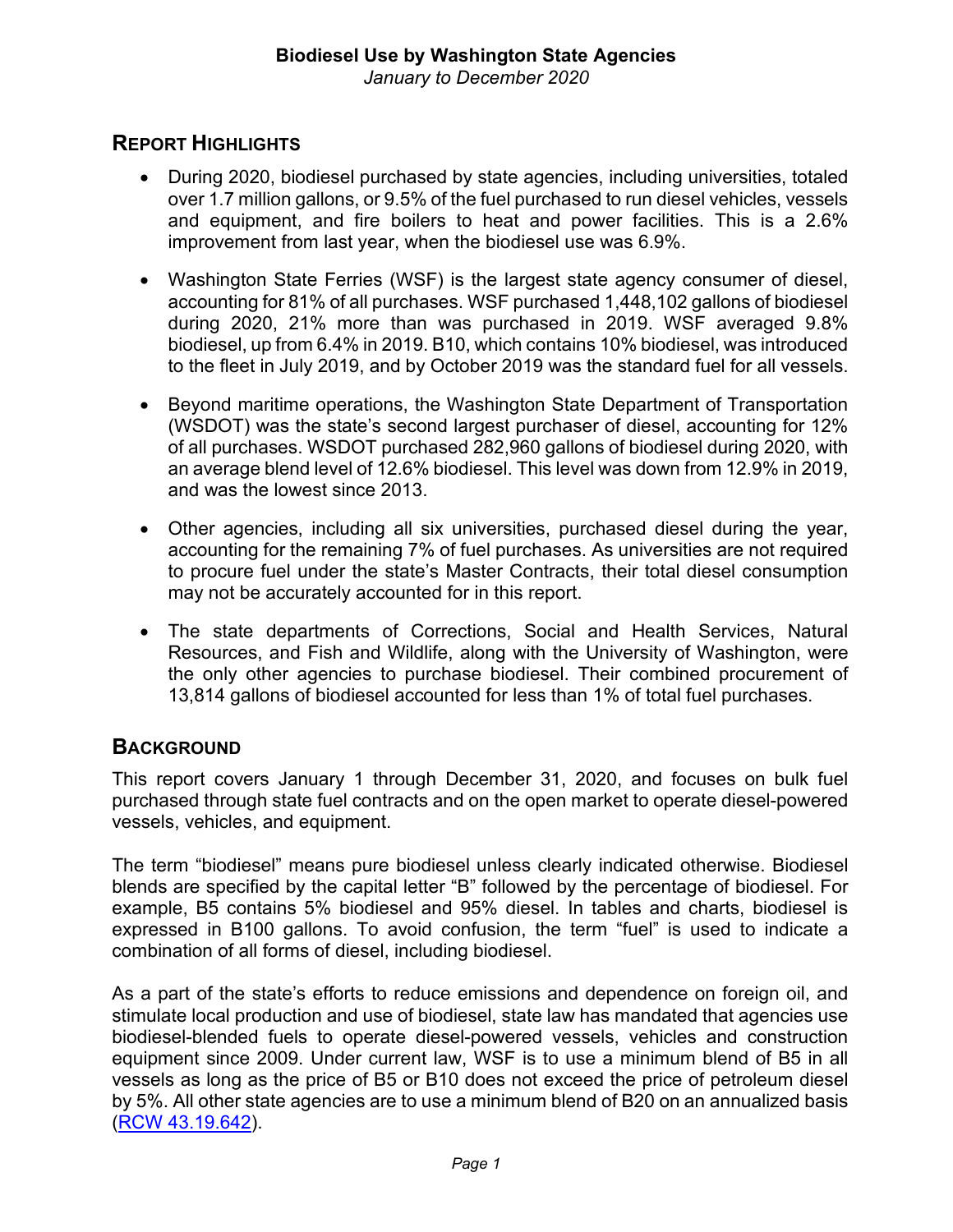# Biodiesel Use by Washington State Agencies

*January to December 2020*

## Report Highlights

- During 2020, biodiesel purchased by state agencies, including universities, totaled over 1.7 million gallons, or 9.5% of the fuel purchased to run diesel vehicles, vessels and equipment, and fire boilers to heat and power facilities. This is a 2.6% improvement from last year, when the biodiesel use was 6.9%.
- Washington State Ferries (WSF) is the largest state agency consumer of diesel, accounting for 81% of all purchases. WSF purchased 1,448,102 gallons of biodiesel during 2020, 21% more than was purchased in 2019. WSF averaged 9.8% biodiesel, up from 6.4% in 2019. B10, which contains 10% biodiesel, was introduced to the fleet in July 2019, and by October 2019 was the standard fuel for all vessels.
- Beyond maritime operations, the Washington State Department of Transportation (WSDOT) was the state's second largest purchaser of diesel, accounting for 12% of all purchases. WSDOT purchased 282,960 gallons of biodiesel during 2020, with an average blend level of 12.6% biodiesel. This level was down from 12.9% in 2019, and was the lowest since 2013.
- Other agencies, including all six universities, purchased diesel during the year, accounting for the remaining 7% of fuel purchases. As universities are not required to procure fuel under the state's Master Contracts, their total diesel consumption may not be accurately accounted for in this report.
- The state departments of Corrections, Social and Health Services, Natural Resources, and Fish and Wildlife, along with the University of Washington, were the only other agencies to purchase biodiesel. Their combined procurement of 13,814 gallons of biodiesel accounted for less than 1% of total fuel purchases.

## Background

This report covers January 1 through December 31, 2020, and focuses on bulk fuel purchased through state fuel contracts and on the open market to operate diesel-powered vessels, vehicles, and equipment.

The term "biodiesel" means pure biodiesel unless clearly indicated otherwise. Biodiesel blends are specified by the capital letter "B" followed by the percentage of biodiesel. For example, B5 contains 5% biodiesel and 95% diesel. In tables and charts, biodiesel is expressed in B100 gallons. To avoid confusion, the term "fuel" is used to indicate a combination of all forms of diesel, including biodiesel.

As a part of the state's efforts to reduce emissions and dependence on foreign oil, and stimulate local production and use of biodiesel, state law has mandated that agencies use biodiesel-blended fuels to operate diesel-powered vessels, vehicles and construction equipment since 2009. Under current law, WSF is to use a minimum blend of B5 in all vessels as long as the price of B5 or B10 does not exceed the price of petroleum diesel by 5%. All other state agencies are to use a minimum blend of B20 on an annualized basis (RCW 43.19.642).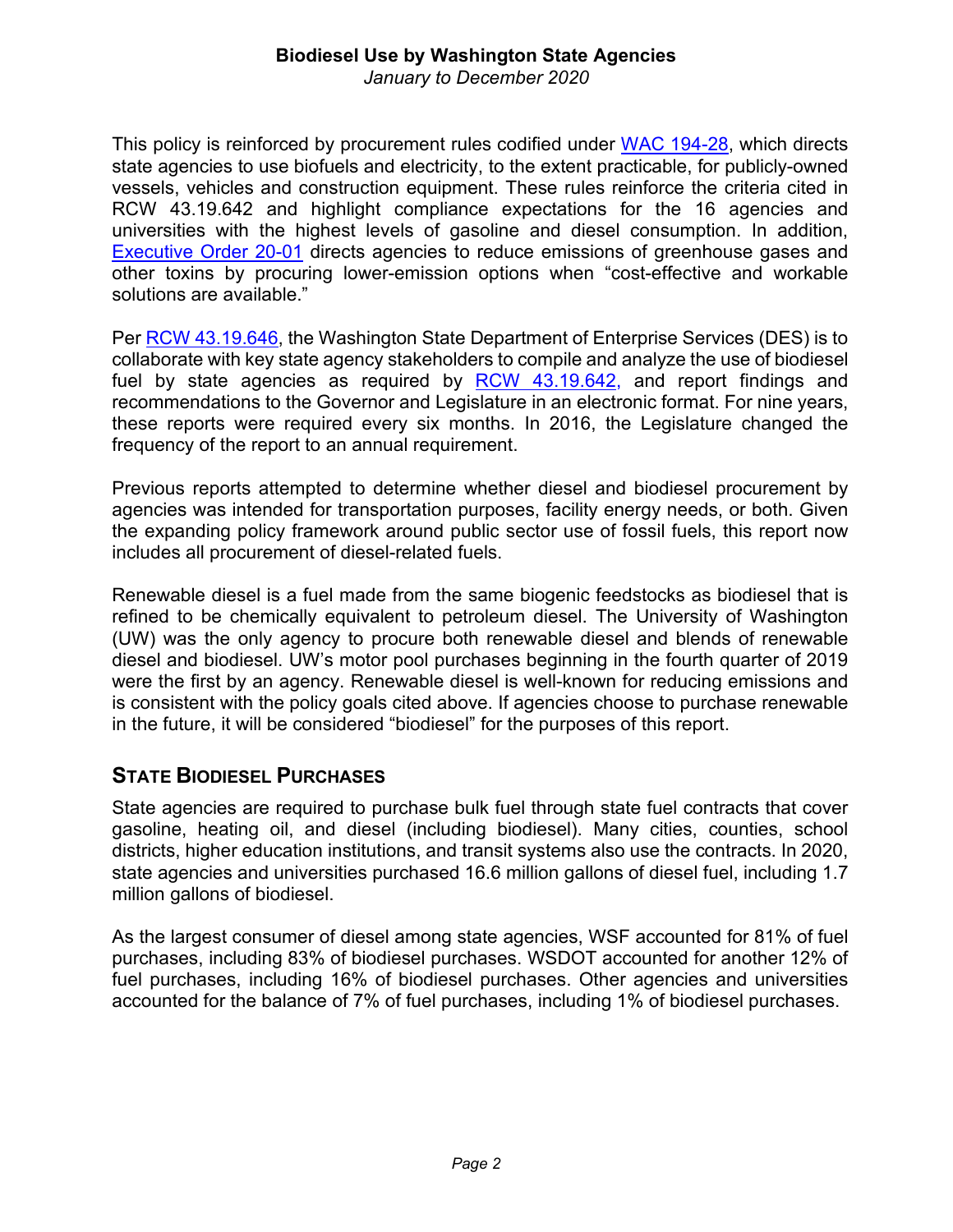This policy is reinforced by procurement rules codified under WAC 194-28, which directs state agencies to use biofuels and electricity, to the extent practicable, for publicly-owned vessels, vehicles and construction equipment. These rules reinforce the criteria cited in RCW 43.19.642 and highlight compliance expectations for the 16 agencies and universities with the highest levels of gasoline and diesel consumption. In addition, Executive Order 20-01 directs agencies to reduce emissions of greenhouse gases and other toxins by procuring lower-emission options when "cost-effective and workable solutions are available."

Per RCW 43.19.646, the Washington State Department of Enterprise Services (DES) is to collaborate with key state agency stakeholders to compile and analyze the use of biodiesel fuel by state agencies as required by RCW 43.19.642, and report findings and recommendations to the Governor and Legislature in an electronic format. For nine years, these reports were required every six months. In 2016, the Legislature changed the frequency of the report to an annual requirement.

Previous reports attempted to determine whether diesel and biodiesel procurement by agencies was intended for transportation purposes, facility energy needs, or both. Given the expanding policy framework around public sector use of fossil fuels, this report now includes all procurement of diesel-related fuels.

Renewable diesel is a fuel made from the same biogenic feedstocks as biodiesel that is refined to be chemically equivalent to petroleum diesel. The University of Washington (UW) was the only agency to procure both renewable diesel and blends of renewable diesel and biodiesel. UW's motor pool purchases beginning in the fourth quarter of 2019 were the first by an agency. Renewable diesel is well-known for reducing emissions and is consistent with the policy goals cited above. If agencies choose to purchase renewable in the future, it will be considered "biodiesel" for the purposes of this report.

## State Biodiesel Purchases

State agencies are required to purchase bulk fuel through state fuel contracts that cover gasoline, heating oil, and diesel (including biodiesel). Many cities, counties, school districts, higher education institutions, and transit systems also use the contracts. In 2020, state agencies and universities purchased 16.6 million gallons of diesel fuel, including 1.7 million gallons of biodiesel.

As the largest consumer of diesel among state agencies, WSF accounted for 81% of fuel purchases, including 83% of biodiesel purchases. WSDOT accounted for another 12% of fuel purchases, including 16% of biodiesel purchases. Other agencies and universities accounted for the balance of 7% of fuel purchases, including 1% of biodiesel purchases.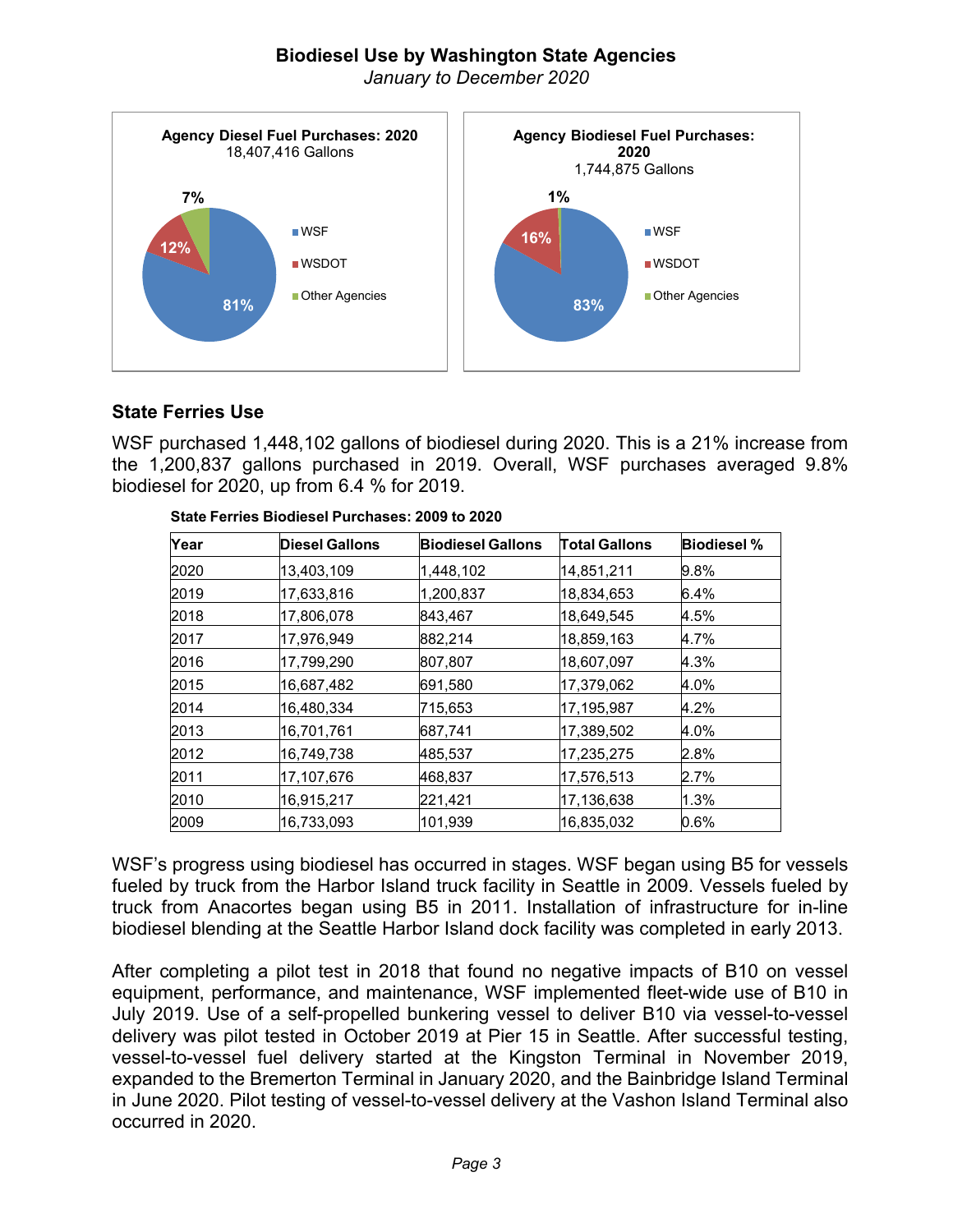## Biodiesel Use by Washington State Agencies

*January to December 2020*

**Agency Diesel Fuel Purchases: 2020**
18,407,416 Gallons

7%
12%
81%

WSF
WSDOT
Other Agencies

**Agency Biodiesel Fuel Purchases: 2020**
1,744,875 Gallons

1%
16%
83%

WSF
WSDOT
Other Agencies

### State Ferries Use

WSF purchased 1,448,102 gallons of biodiesel during 2020. This is a 21% increase from the 1,200,837 gallons purchased in 2019. Overall, WSF purchases averaged 9.8% biodiesel for 2020, up from 6.4 % for 2019.

**State Ferries Biodiesel Purchases: 2009 to 2020**

| Year | Diesel Gallons | Biodiesel Gallons | Total Gallons | Biodiesel % |
|---|---|---|---|---|
| 2020 | 13,403,109 | 1,448,102 | 14,851,211 | 9.8% |
| 2019 | 17,633,816 | 1,200,837 | 18,834,653 | 6.4% |
| 2018 | 17,806,078 | 843,467 | 18,649,545 | 4.5% |
| 2017 | 17,976,949 | 882,214 | 18,859,163 | 4.7% |
| 2016 | 17,799,290 | 807,807 | 18,607,097 | 4.3% |
| 2015 | 16,687,482 | 691,580 | 17,379,062 | 4.0% |
| 2014 | 16,480,334 | 715,653 | 17,195,987 | 4.2% |
| 2013 | 16,701,761 | 687,741 | 17,389,502 | 4.0% |
| 2012 | 16,749,738 | 485,537 | 17,235,275 | 2.8% |
| 2011 | 17,107,676 | 468,837 | 17,576,513 | 2.7% |
| 2010 | 16,915,217 | 221,421 | 17,136,638 | 1.3% |
| 2009 | 16,733,093 | 101,939 | 16,835,032 | 0.6% |

WSF's progress using biodiesel has occurred in stages. WSF began using B5 for vessels fueled by truck from the Harbor Island truck facility in Seattle in 2009. Vessels fueled by truck from Anacortes began using B5 in 2011. Installation of infrastructure for in-line biodiesel blending at the Seattle Harbor Island dock facility was completed in early 2013.

After completing a pilot test in 2018 that found no negative impacts of B10 on vessel equipment, performance, and maintenance, WSF implemented fleet-wide use of B10 in July 2019. Use of a self-propelled bunkering vessel to deliver B10 via vessel-to-vessel delivery was pilot tested in October 2019 at Pier 15 in Seattle. After successful testing, vessel-to-vessel fuel delivery started at the Kingston Terminal in November 2019, expanded to the Bremerton Terminal in January 2020, and the Bainbridge Island Terminal in June 2020. Pilot testing of vessel-to-vessel delivery at the Vashon Island Terminal also occurred in 2020.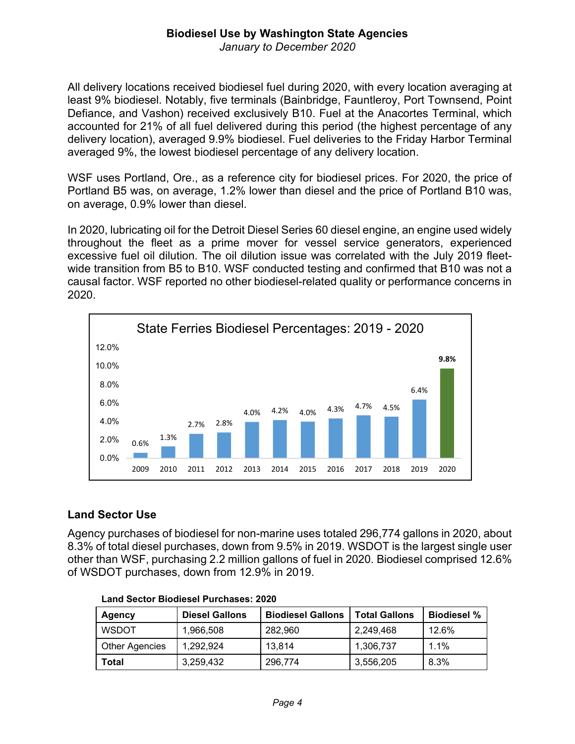**Biodiesel Use by Washington State Agencies**
*January to December 2020*

All delivery locations received biodiesel fuel during 2020, with every location averaging at least 9% biodiesel. Notably, five terminals (Bainbridge, Fauntleroy, Port Townsend, Point Defiance, and Vashon) received exclusively B10. Fuel at the Anacortes Terminal, which accounted for 21% of all fuel delivered during this period (the highest percentage of any delivery location), averaged 9.9% biodiesel. Fuel deliveries to the Friday Harbor Terminal averaged 9%, the lowest biodiesel percentage of any delivery location.

WSF uses Portland, Ore., as a reference city for biodiesel prices. For 2020, the price of Portland B5 was, on average, 1.2% lower than diesel and the price of Portland B10 was, on average, 0.9% lower than diesel.

In 2020, lubricating oil for the Detroit Diesel Series 60 diesel engine, an engine used widely throughout the fleet as a prime mover for vessel service generators, experienced excessive fuel oil dilution. The oil dilution issue was correlated with the July 2019 fleet-wide transition from B5 to B10. WSF conducted testing and confirmed that B10 was not a causal factor. WSF reported no other biodiesel-related quality or performance concerns in 2020.

State Ferries Biodiesel Percentages: 2019 - 2020

12.0%
10.0%
8.0%
6.0%
4.0%
2.0%
0.0%

2009: 0.6%
2010: 1.3%
2011: 2.7%
2012: 2.8%
2013: 4.0%
2014: 4.2%
2015: 4.0%
2016: 4.3%
2017: 4.7%
2018: 4.5%
2019: 6.4%
2020: 9.8%

## Land Sector Use

Agency purchases of biodiesel for non-marine uses totaled 296,774 gallons in 2020, about 8.3% of total diesel purchases, down from 9.5% in 2019. WSDOT is the largest single user other than WSF, purchasing 2.2 million gallons of fuel in 2020. Biodiesel comprised 12.6% of WSDOT purchases, down from 12.9% in 2019.

**Land Sector Biodiesel Purchases: 2020**

| Agency | Diesel Gallons | Biodiesel Gallons | Total Gallons | Biodiesel % |
|---|---|---|---|---|
| WSDOT | 1,966,508 | 282,960 | 2,249,468 | 12.6% |
| Other Agencies | 1,292,924 | 13,814 | 1,306,737 | 1.1% |
| **Total** | 3,259,432 | 296,774 | 3,556,205 | 8.3% |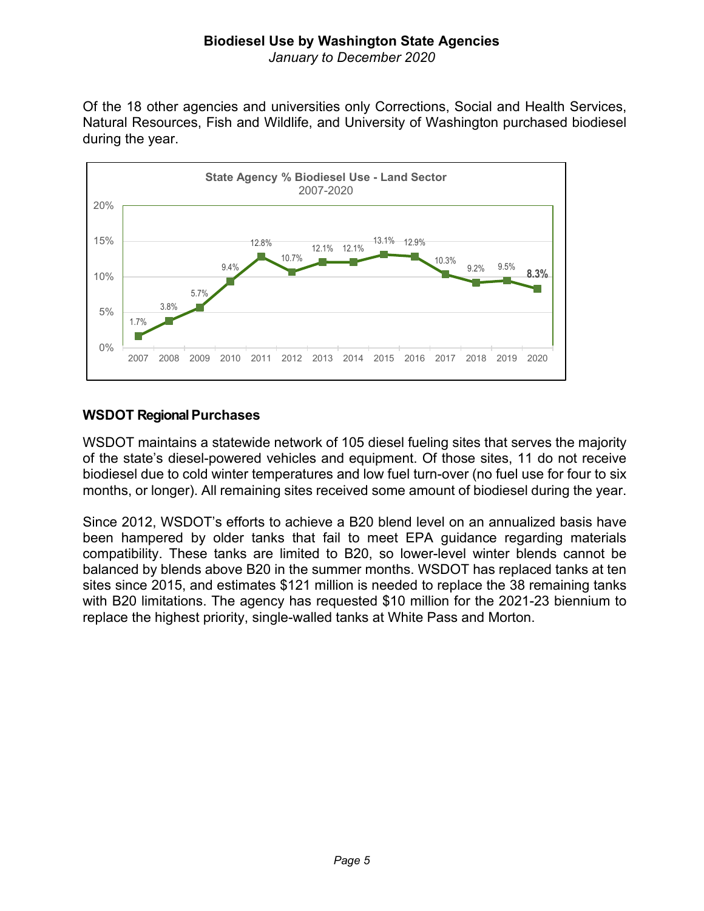Of the 18 other agencies and universities only Corrections, Social and Health Services, Natural Resources, Fish and Wildlife, and University of Washington purchased biodiesel during the year.

**State Agency % Biodiesel Use - Land Sector**
2007-2020

20%
15%
10%
5%
0%

1.7% 3.8% 5.7% 9.4% 12.8% 10.7% 12.1% 12.1% 13.1% 12.9% 10.3% 9.2% 9.5% **8.3%**

2007 2008 2009 2010 2011 2012 2013 2014 2015 2016 2017 2018 2019 2020

## WSDOT Regional Purchases

WSDOT maintains a statewide network of 105 diesel fueling sites that serves the majority of the state's diesel-powered vehicles and equipment. Of those sites, 11 do not receive biodiesel due to cold winter temperatures and low fuel turn-over (no fuel use for four to six months, or longer). All remaining sites received some amount of biodiesel during the year.

Since 2012, WSDOT's efforts to achieve a B20 blend level on an annualized basis have been hampered by older tanks that fail to meet EPA guidance regarding materials compatibility. These tanks are limited to B20, so lower-level winter blends cannot be balanced by blends above B20 in the summer months. WSDOT has replaced tanks at ten sites since 2015, and estimates $121 million is needed to replace the 38 remaining tanks with B20 limitations. The agency has requested $10 million for the 2021-23 biennium to replace the highest priority, single-walled tanks at White Pass and Morton.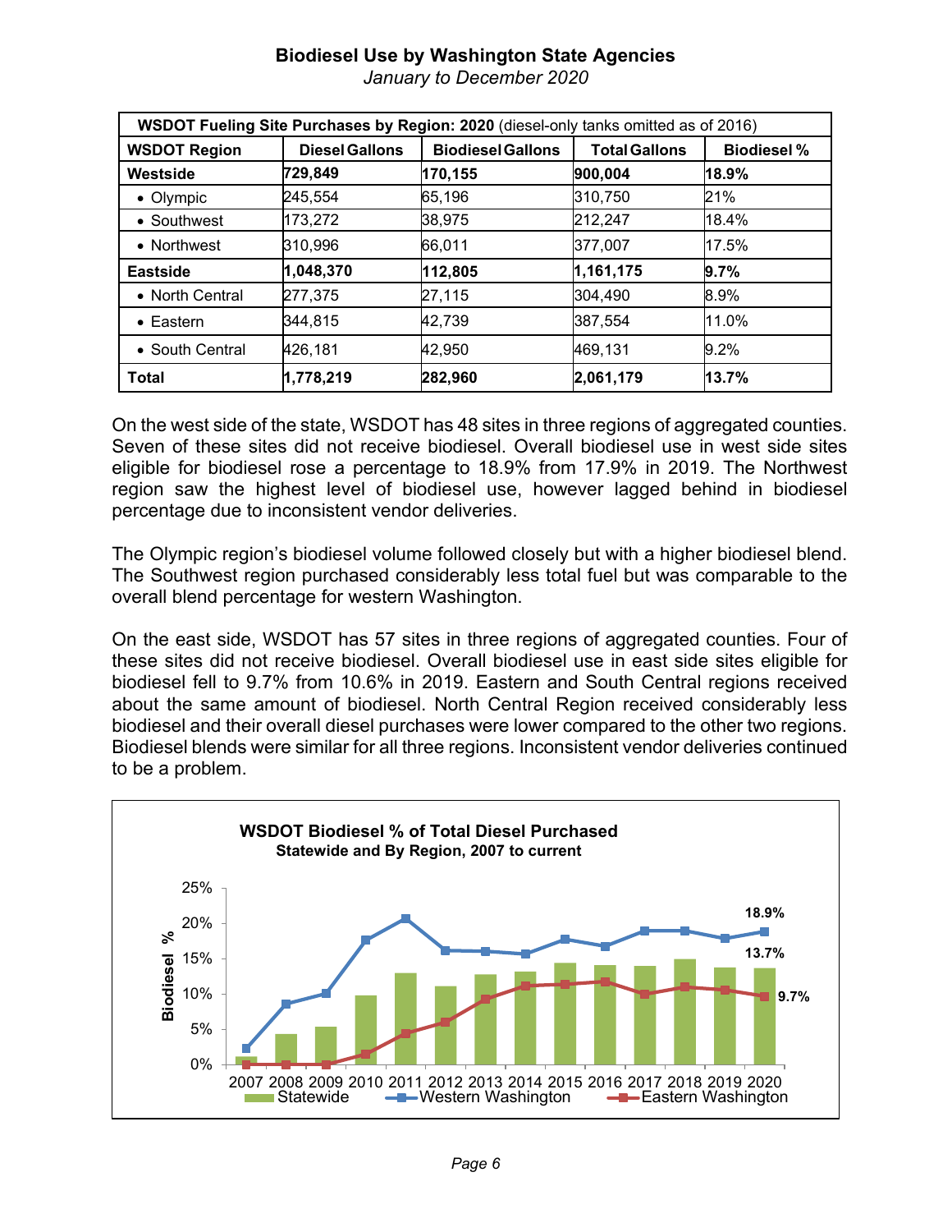**Biodiesel Use by Washington State Agencies**

*January to December 2020*

| **WSDOT Fueling Site Purchases by Region: 2020** (diesel-only tanks omitted as of 2016) | | | | |
|---|---|---|---|---|
| **WSDOT Region** | **Diesel Gallons** | **Biodiesel Gallons** | **Total Gallons** | **Biodiesel %** |
| **Westside** | **729,849** | **170,155** | **900,004** | **18.9%** |
| • Olympic | 245,554 | 65,196 | 310,750 | 21% |
| • Southwest | 173,272 | 38,975 | 212,247 | 18.4% |
| • Northwest | 310,996 | 66,011 | 377,007 | 17.5% |
| **Eastside** | **1,048,370** | **112,805** | **1,161,175** | **9.7%** |
| • North Central | 277,375 | 27,115 | 304,490 | 8.9% |
| • Eastern | 344,815 | 42,739 | 387,554 | 11.0% |
| • South Central | 426,181 | 42,950 | 469,131 | 9.2% |
| **Total** | **1,778,219** | **282,960** | **2,061,179** | **13.7%** |

On the west side of the state, WSDOT has 48 sites in three regions of aggregated counties. Seven of these sites did not receive biodiesel. Overall biodiesel use in west side sites eligible for biodiesel rose a percentage to 18.9% from 17.9% in 2019. The Northwest region saw the highest level of biodiesel use, however lagged behind in biodiesel percentage due to inconsistent vendor deliveries.

The Olympic region's biodiesel volume followed closely but with a higher biodiesel blend. The Southwest region purchased considerably less total fuel but was comparable to the overall blend percentage for western Washington.

On the east side, WSDOT has 57 sites in three regions of aggregated counties. Four of these sites did not receive biodiesel. Overall biodiesel use in east side sites eligible for biodiesel fell to 9.7% from 10.6% in 2019. Eastern and South Central regions received about the same amount of biodiesel. North Central Region received considerably less biodiesel and their overall diesel purchases were lower compared to the other two regions. Biodiesel blends were similar for all three regions. Inconsistent vendor deliveries continued to be a problem.

**WSDOT Biodiesel % of Total Diesel Purchased**
**Statewide and By Region, 2007 to current**

Biodiesel %

25%
20%
15%
10%
5%
0%

2007 2008 2009 2010 2011 2012 2013 2014 2015 2016 2017 2018 2019 2020

18.9%
13.7%
9.7%

Statewide — Western Washington — Eastern Washington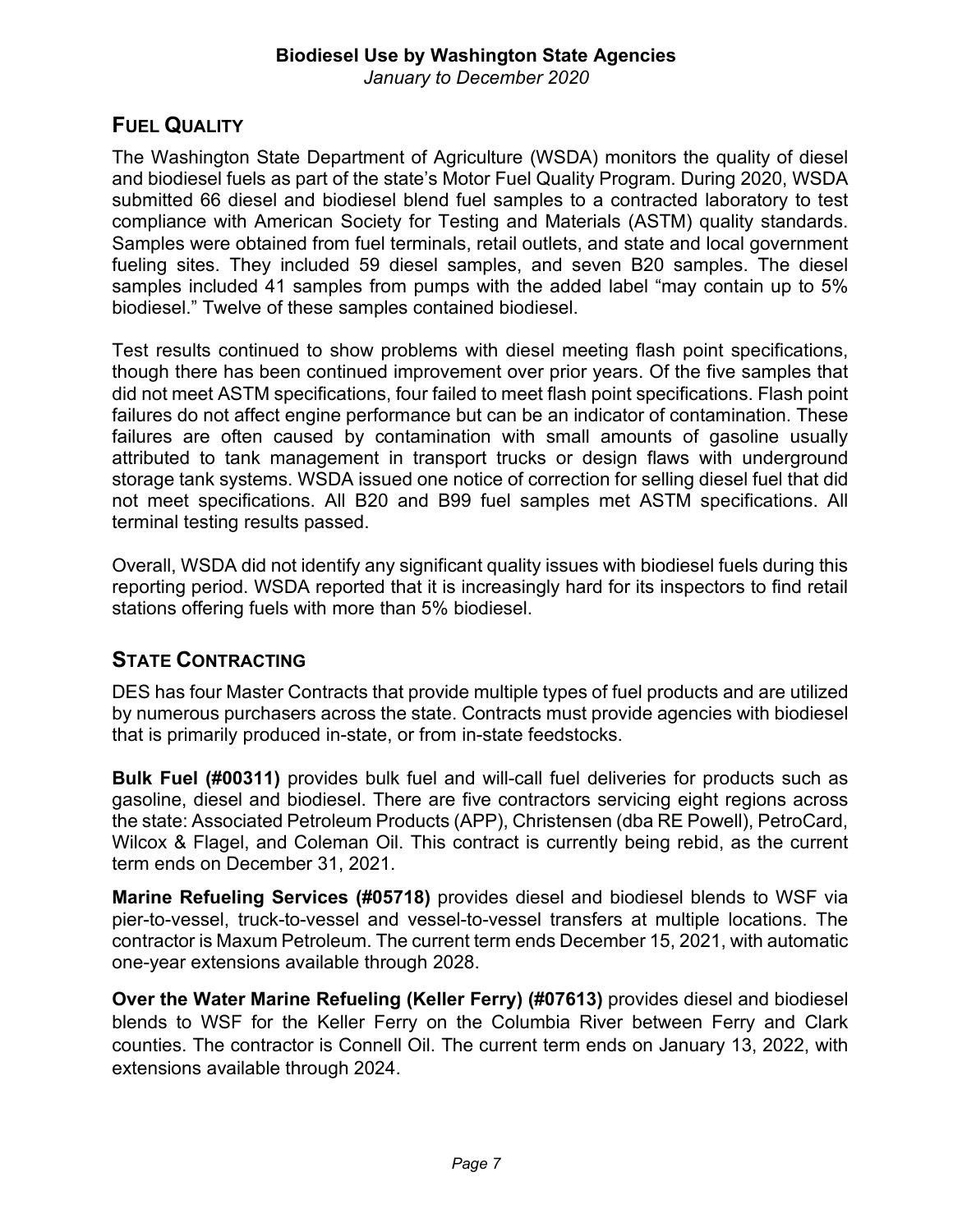## Fuel Quality

The Washington State Department of Agriculture (WSDA) monitors the quality of diesel and biodiesel fuels as part of the state's Motor Fuel Quality Program. During 2020, WSDA submitted 66 diesel and biodiesel blend fuel samples to a contracted laboratory to test compliance with American Society for Testing and Materials (ASTM) quality standards. Samples were obtained from fuel terminals, retail outlets, and state and local government fueling sites. They included 59 diesel samples, and seven B20 samples. The diesel samples included 41 samples from pumps with the added label "may contain up to 5% biodiesel." Twelve of these samples contained biodiesel.

Test results continued to show problems with diesel meeting flash point specifications, though there has been continued improvement over prior years. Of the five samples that did not meet ASTM specifications, four failed to meet flash point specifications. Flash point failures do not affect engine performance but can be an indicator of contamination. These failures are often caused by contamination with small amounts of gasoline usually attributed to tank management in transport trucks or design flaws with underground storage tank systems. WSDA issued one notice of correction for selling diesel fuel that did not meet specifications. All B20 and B99 fuel samples met ASTM specifications. All terminal testing results passed.

Overall, WSDA did not identify any significant quality issues with biodiesel fuels during this reporting period. WSDA reported that it is increasingly hard for its inspectors to find retail stations offering fuels with more than 5% biodiesel.

## State Contracting

DES has four Master Contracts that provide multiple types of fuel products and are utilized by numerous purchasers across the state. Contracts must provide agencies with biodiesel that is primarily produced in-state, or from in-state feedstocks.

**Bulk Fuel (#00311)** provides bulk fuel and will-call fuel deliveries for products such as gasoline, diesel and biodiesel. There are five contractors servicing eight regions across the state: Associated Petroleum Products (APP), Christensen (dba RE Powell), PetroCard, Wilcox & Flagel, and Coleman Oil. This contract is currently being rebid, as the current term ends on December 31, 2021.

**Marine Refueling Services (#05718)** provides diesel and biodiesel blends to WSF via pier-to-vessel, truck-to-vessel and vessel-to-vessel transfers at multiple locations. The contractor is Maxum Petroleum. The current term ends December 15, 2021, with automatic one-year extensions available through 2028.

**Over the Water Marine Refueling (Keller Ferry) (#07613)** provides diesel and biodiesel blends to WSF for the Keller Ferry on the Columbia River between Ferry and Clark counties. The contractor is Connell Oil. The current term ends on January 13, 2022, with extensions available through 2024.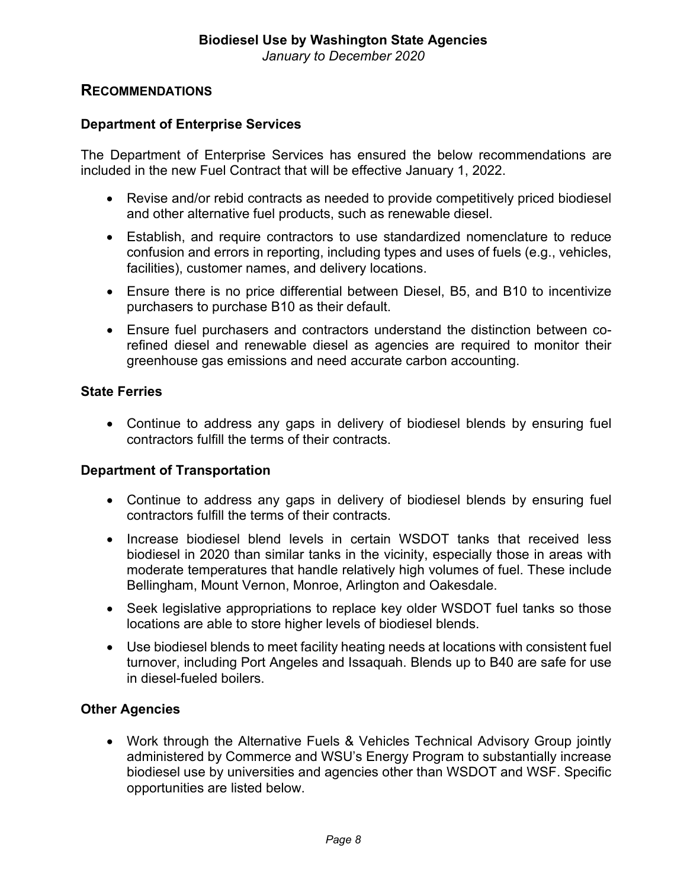## RECOMMENDATIONS

### Department of Enterprise Services

The Department of Enterprise Services has ensured the below recommendations are included in the new Fuel Contract that will be effective January 1, 2022.

- Revise and/or rebid contracts as needed to provide competitively priced biodiesel and other alternative fuel products, such as renewable diesel.
- Establish, and require contractors to use standardized nomenclature to reduce confusion and errors in reporting, including types and uses of fuels (e.g., vehicles, facilities), customer names, and delivery locations.
- Ensure there is no price differential between Diesel, B5, and B10 to incentivize purchasers to purchase B10 as their default.
- Ensure fuel purchasers and contractors understand the distinction between co-refined diesel and renewable diesel as agencies are required to monitor their greenhouse gas emissions and need accurate carbon accounting.

### State Ferries

- Continue to address any gaps in delivery of biodiesel blends by ensuring fuel contractors fulfill the terms of their contracts.

### Department of Transportation

- Continue to address any gaps in delivery of biodiesel blends by ensuring fuel contractors fulfill the terms of their contracts.
- Increase biodiesel blend levels in certain WSDOT tanks that received less biodiesel in 2020 than similar tanks in the vicinity, especially those in areas with moderate temperatures that handle relatively high volumes of fuel. These include Bellingham, Mount Vernon, Monroe, Arlington and Oakesdale.
- Seek legislative appropriations to replace key older WSDOT fuel tanks so those locations are able to store higher levels of biodiesel blends.
- Use biodiesel blends to meet facility heating needs at locations with consistent fuel turnover, including Port Angeles and Issaquah. Blends up to B40 are safe for use in diesel-fueled boilers.

### Other Agencies

- Work through the Alternative Fuels & Vehicles Technical Advisory Group jointly administered by Commerce and WSU's Energy Program to substantially increase biodiesel use by universities and agencies other than WSDOT and WSF. Specific opportunities are listed below.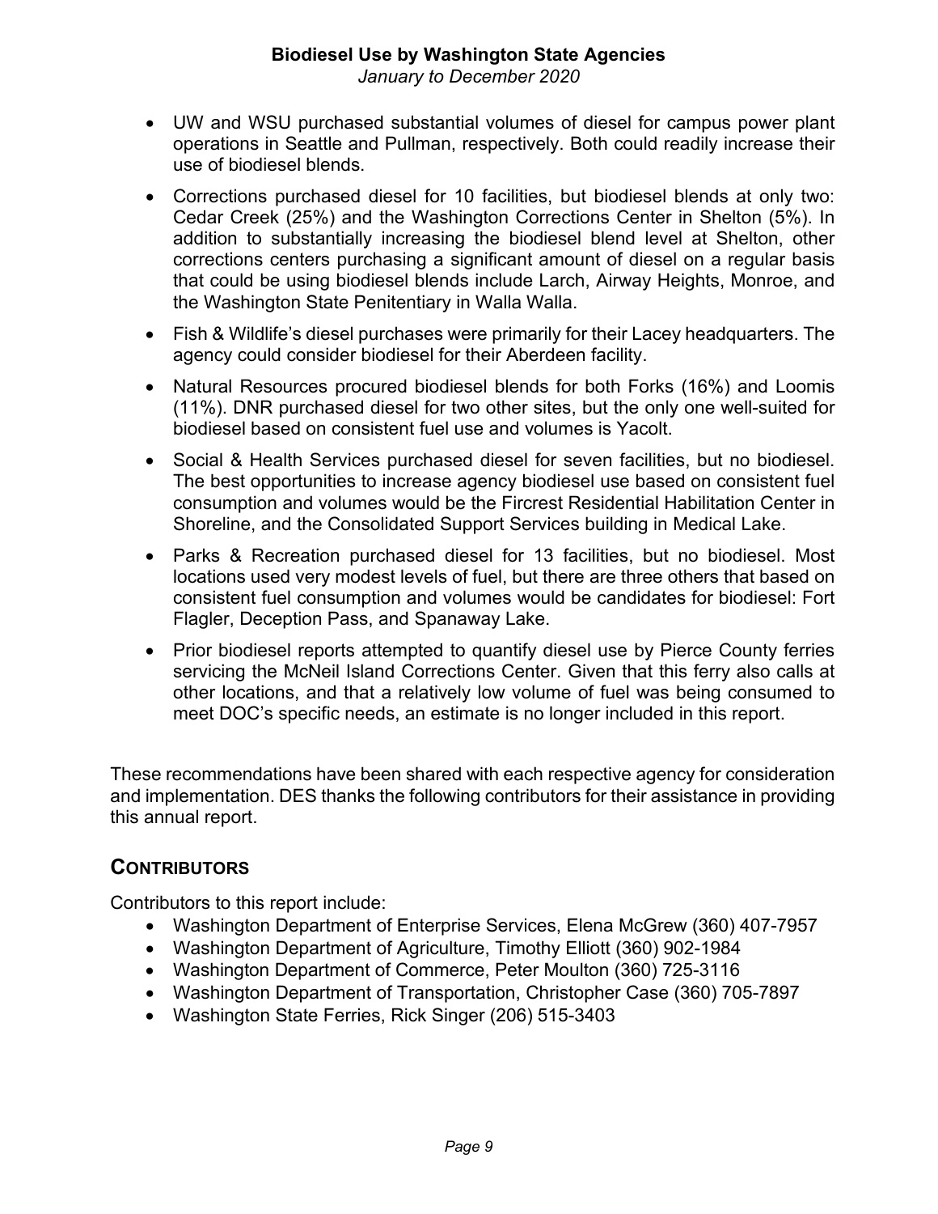- UW and WSU purchased substantial volumes of diesel for campus power plant operations in Seattle and Pullman, respectively. Both could readily increase their use of biodiesel blends.
- Corrections purchased diesel for 10 facilities, but biodiesel blends at only two: Cedar Creek (25%) and the Washington Corrections Center in Shelton (5%). In addition to substantially increasing the biodiesel blend level at Shelton, other corrections centers purchasing a significant amount of diesel on a regular basis that could be using biodiesel blends include Larch, Airway Heights, Monroe, and the Washington State Penitentiary in Walla Walla.
- Fish & Wildlife's diesel purchases were primarily for their Lacey headquarters. The agency could consider biodiesel for their Aberdeen facility.
- Natural Resources procured biodiesel blends for both Forks (16%) and Loomis (11%). DNR purchased diesel for two other sites, but the only one well-suited for biodiesel based on consistent fuel use and volumes is Yacolt.
- Social & Health Services purchased diesel for seven facilities, but no biodiesel. The best opportunities to increase agency biodiesel use based on consistent fuel consumption and volumes would be the Fircrest Residential Habilitation Center in Shoreline, and the Consolidated Support Services building in Medical Lake.
- Parks & Recreation purchased diesel for 13 facilities, but no biodiesel. Most locations used very modest levels of fuel, but there are three others that based on consistent fuel consumption and volumes would be candidates for biodiesel: Fort Flagler, Deception Pass, and Spanaway Lake.
- Prior biodiesel reports attempted to quantify diesel use by Pierce County ferries servicing the McNeil Island Corrections Center. Given that this ferry also calls at other locations, and that a relatively low volume of fuel was being consumed to meet DOC's specific needs, an estimate is no longer included in this report.

These recommendations have been shared with each respective agency for consideration and implementation. DES thanks the following contributors for their assistance in providing this annual report.

## CONTRIBUTORS

Contributors to this report include:

- Washington Department of Enterprise Services, Elena McGrew (360) 407-7957
- Washington Department of Agriculture, Timothy Elliott (360) 902-1984
- Washington Department of Commerce, Peter Moulton (360) 725-3116
- Washington Department of Transportation, Christopher Case (360) 705-7897
- Washington State Ferries, Rick Singer (206) 515-3403